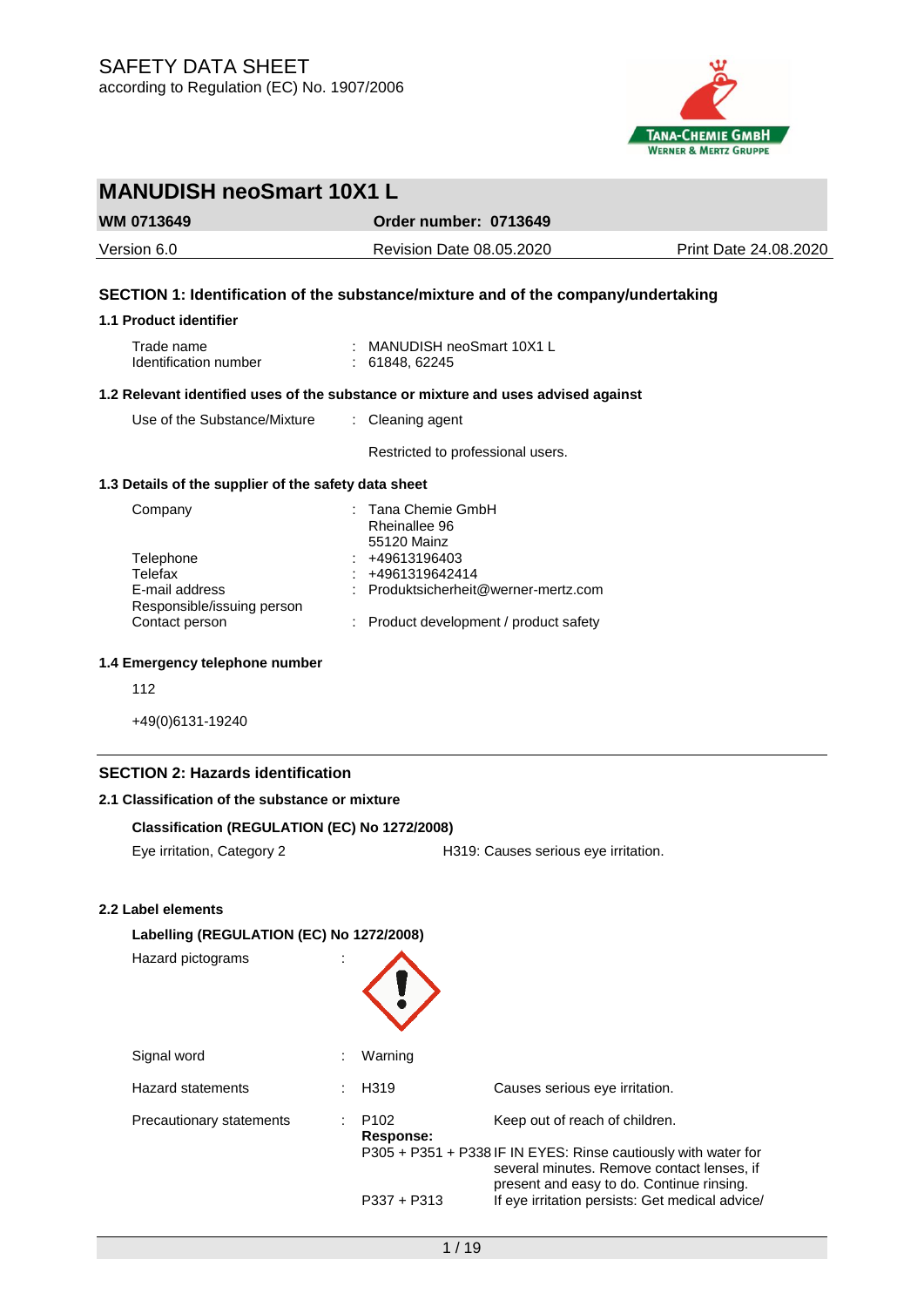# SAFETY DATA SHEET

according to Regulation (EC) No. 1907/2006

## MANUDISH neoSmart 10X1 L

| WM 0713649 | Order number: 0713649 | |
|---|---|---|
| Version 6.0 | Revision Date 08.05.2020 | Print Date 24.08.2020 |

### SECTION 1: Identification of the substance/mixture and of the company/undertaking

#### 1.1 Product identifier

Trade name : MANUDISH neoSmart 10X1 L
Identification number : 61848, 62245

#### 1.2 Relevant identified uses of the substance or mixture and uses advised against

Use of the Substance/Mixture : Cleaning agent

Restricted to professional users.

#### 1.3 Details of the supplier of the safety data sheet

Company : Tana Chemie GmbH
Rheinallee 96
55120 Mainz

Telephone : +49613196403
Telefax : +4961319642414
E-mail address
Responsible/issuing person : Produktsicherheit@werner-mertz.com
Contact person : Product development / product safety

#### 1.4 Emergency telephone number

112

+49(0)6131-19240

### SECTION 2: Hazards identification

#### 2.1 Classification of the substance or mixture

**Classification (REGULATION (EC) No 1272/2008)**

Eye irritation, Category 2 — H319: Causes serious eye irritation.

#### 2.2 Label elements

**Labelling (REGULATION (EC) No 1272/2008)**

Hazard pictograms :

Signal word : Warning

Hazard statements : H319 — Causes serious eye irritation.

Precautionary statements : P102 — Keep out of reach of children.

**Response:**

P305 + P351 + P338 IF IN EYES: Rinse cautiously with water for several minutes. Remove contact lenses, if present and easy to do. Continue rinsing.

P337 + P313 If eye irritation persists: Get medical advice/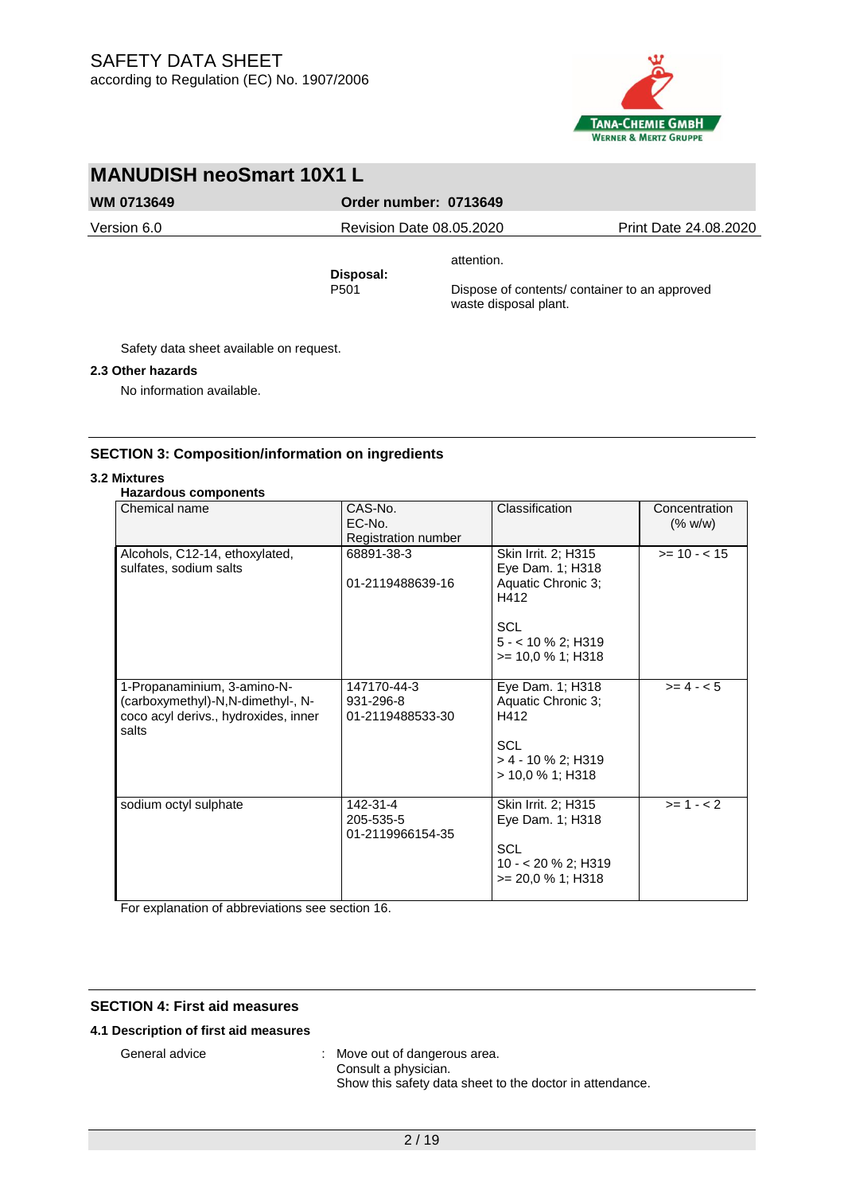attention.

**Disposal:**
P501 — Dispose of contents/ container to an approved waste disposal plant.

Safety data sheet available on request.

**2.3 Other hazards**

No information available.

## SECTION 3: Composition/information on ingredients

**3.2 Mixtures**

**Hazardous components**

| Chemical name | CAS-No.<br>EC-No.<br>Registration number | Classification | Concentration (% w/w) |
|---|---|---|---|
| Alcohols, C12-14, ethoxylated, sulfates, sodium salts | 68891-38-3<br><br>01-2119488639-16 | Skin Irrit. 2; H315<br>Eye Dam. 1; H318<br>Aquatic Chronic 3; H412<br><br>SCL<br>5 - < 10 % 2; H319<br>>= 10,0 % 1; H318 | >= 10 - < 15 |
| 1-Propanaminium, 3-amino-N-(carboxymethyl)-N,N-dimethyl-, N-coco acyl derivs., hydroxides, inner salts | 147170-44-3<br>931-296-8<br>01-2119488533-30 | Eye Dam. 1; H318<br>Aquatic Chronic 3; H412<br><br>SCL<br>> 4 - 10 % 2; H319<br>> 10,0 % 1; H318 | >= 4 - < 5 |
| sodium octyl sulphate | 142-31-4<br>205-535-5<br>01-2119966154-35 | Skin Irrit. 2; H315<br>Eye Dam. 1; H318<br><br>SCL<br>10 - < 20 % 2; H319<br>>= 20,0 % 1; H318 | >= 1 - < 2 |

For explanation of abbreviations see section 16.

## SECTION 4: First aid measures

**4.1 Description of first aid measures**

General advice : Move out of dangerous area.
Consult a physician.
Show this safety data sheet to the doctor in attendance.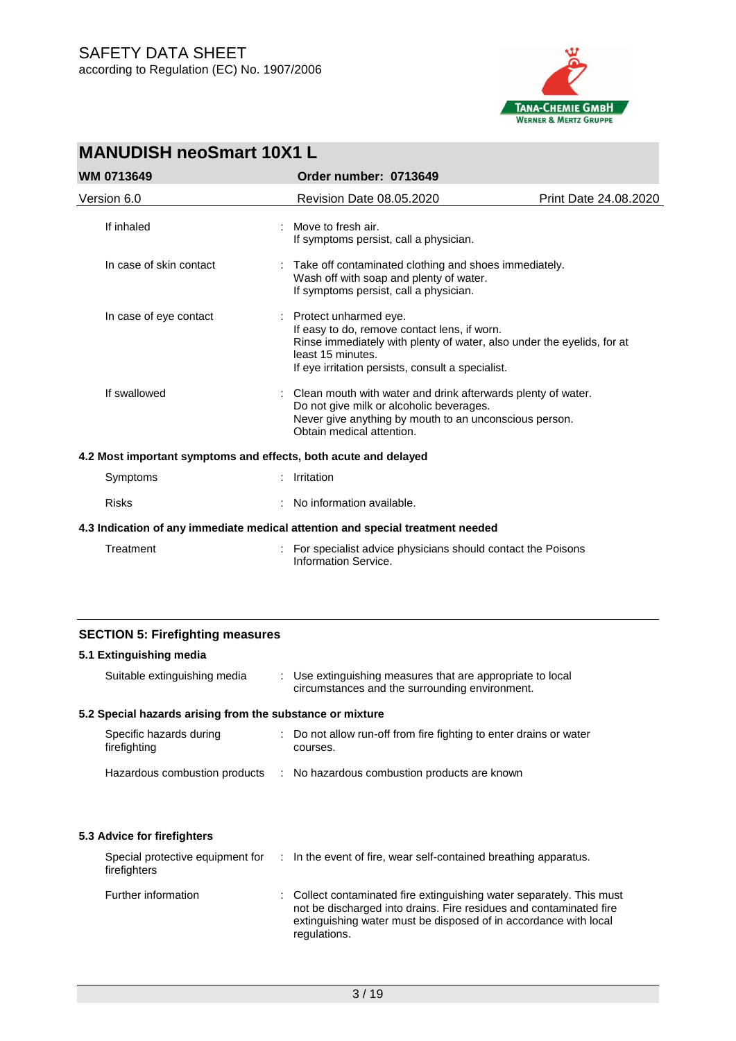| | | |
|---|---|---|
| If inhaled | : | Move to fresh air.<br>If symptoms persist, call a physician. |
| In case of skin contact | : | Take off contaminated clothing and shoes immediately.<br>Wash off with soap and plenty of water.<br>If symptoms persist, call a physician. |
| In case of eye contact | : | Protect unharmed eye.<br>If easy to do, remove contact lens, if worn.<br>Rinse immediately with plenty of water, also under the eyelids, for at least 15 minutes.<br>If eye irritation persists, consult a specialist. |
| If swallowed | : | Clean mouth with water and drink afterwards plenty of water.<br>Do not give milk or alcoholic beverages.<br>Never give anything by mouth to an unconscious person.<br>Obtain medical attention. |

### 4.2 Most important symptoms and effects, both acute and delayed

| | | |
|---|---|---|
| Symptoms | : | Irritation |
| Risks | : | No information available. |

### 4.3 Indication of any immediate medical attention and special treatment needed

| | | |
|---|---|---|
| Treatment | : | For specialist advice physicians should contact the Poisons Information Service. |

## SECTION 5: Firefighting measures

### 5.1 Extinguishing media

| | | |
|---|---|---|
| Suitable extinguishing media | : | Use extinguishing measures that are appropriate to local circumstances and the surrounding environment. |

### 5.2 Special hazards arising from the substance or mixture

| | | |
|---|---|---|
| Specific hazards during firefighting | : | Do not allow run-off from fire fighting to enter drains or water courses. |
| Hazardous combustion products | : | No hazardous combustion products are known |

### 5.3 Advice for firefighters

| | | |
|---|---|---|
| Special protective equipment for firefighters | : | In the event of fire, wear self-contained breathing apparatus. |
| Further information | : | Collect contaminated fire extinguishing water separately. This must not be discharged into drains. Fire residues and contaminated fire extinguishing water must be disposed of in accordance with local regulations. |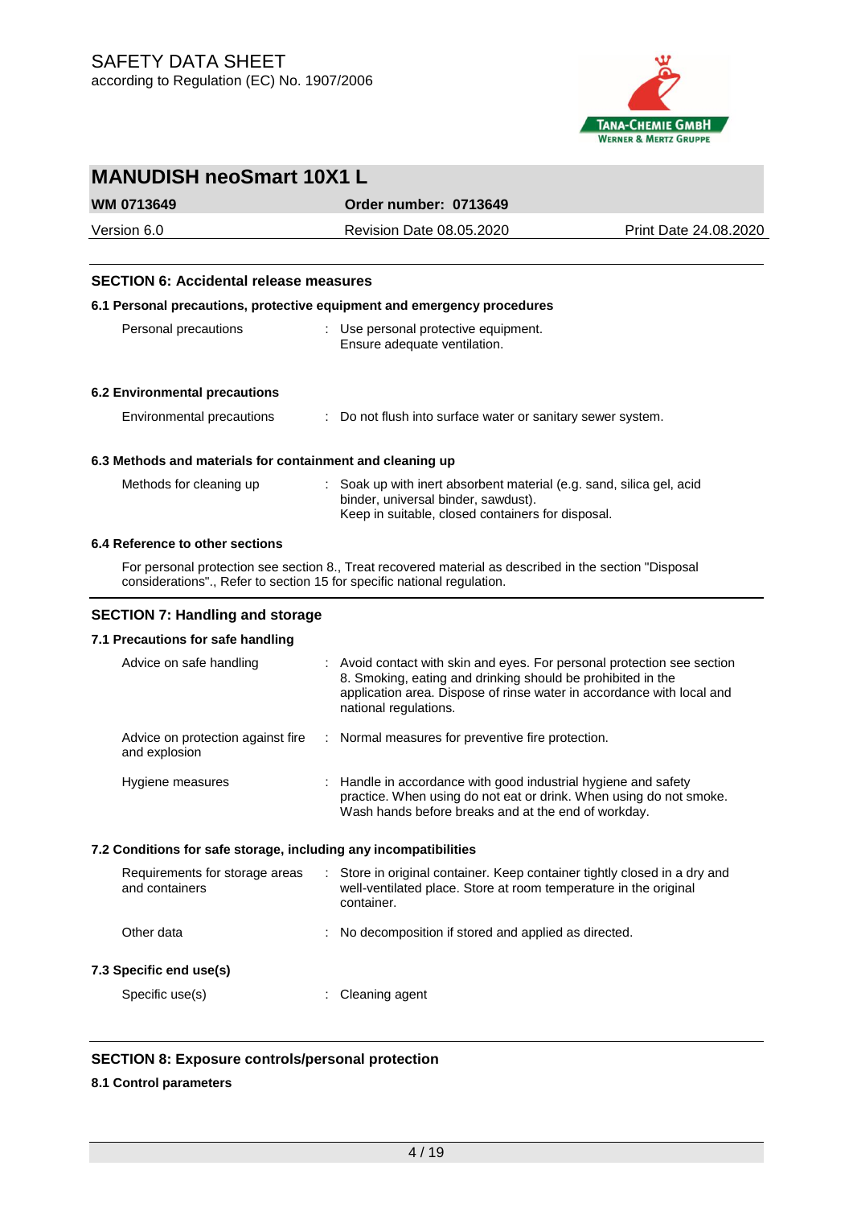## SECTION 6: Accidental release measures

### 6.1 Personal precautions, protective equipment and emergency procedures

| | | |
|---|---|---|
| Personal precautions | : | Use personal protective equipment. Ensure adequate ventilation. |

### 6.2 Environmental precautions

| | | |
|---|---|---|
| Environmental precautions | : | Do not flush into surface water or sanitary sewer system. |

### 6.3 Methods and materials for containment and cleaning up

| | | |
|---|---|---|
| Methods for cleaning up | : | Soak up with inert absorbent material (e.g. sand, silica gel, acid binder, universal binder, sawdust). Keep in suitable, closed containers for disposal. |

### 6.4 Reference to other sections

For personal protection see section 8., Treat recovered material as described in the section "Disposal considerations"., Refer to section 15 for specific national regulation.

## SECTION 7: Handling and storage

### 7.1 Precautions for safe handling

| | | |
|---|---|---|
| Advice on safe handling | : | Avoid contact with skin and eyes. For personal protection see section 8. Smoking, eating and drinking should be prohibited in the application area. Dispose of rinse water in accordance with local and national regulations. |
| Advice on protection against fire and explosion | : | Normal measures for preventive fire protection. |
| Hygiene measures | : | Handle in accordance with good industrial hygiene and safety practice. When using do not eat or drink. When using do not smoke. Wash hands before breaks and at the end of workday. |

### 7.2 Conditions for safe storage, including any incompatibilities

| | | |
|---|---|---|
| Requirements for storage areas and containers | : | Store in original container. Keep container tightly closed in a dry and well-ventilated place. Store at room temperature in the original container. |
| Other data | : | No decomposition if stored and applied as directed. |

### 7.3 Specific end use(s)

| | | |
|---|---|---|
| Specific use(s) | : | Cleaning agent |

## SECTION 8: Exposure controls/personal protection

### 8.1 Control parameters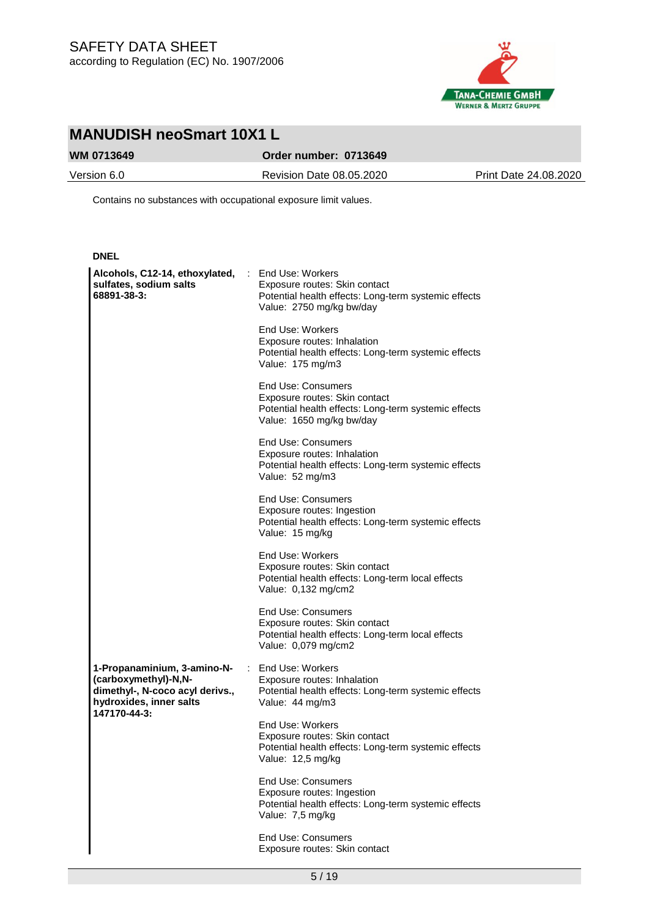Contains no substances with occupational exposure limit values.

**DNEL**

| | |
|---|---|
| **Alcohols, C12-14, ethoxylated, sulfates, sodium salts 68891-38-3:** | End Use: Workers<br>Exposure routes: Skin contact<br>Potential health effects: Long-term systemic effects<br>Value: 2750 mg/kg bw/day |
| | End Use: Workers<br>Exposure routes: Inhalation<br>Potential health effects: Long-term systemic effects<br>Value: 175 mg/m3 |
| | End Use: Consumers<br>Exposure routes: Skin contact<br>Potential health effects: Long-term systemic effects<br>Value: 1650 mg/kg bw/day |
| | End Use: Consumers<br>Exposure routes: Inhalation<br>Potential health effects: Long-term systemic effects<br>Value: 52 mg/m3 |
| | End Use: Consumers<br>Exposure routes: Ingestion<br>Potential health effects: Long-term systemic effects<br>Value: 15 mg/kg |
| | End Use: Workers<br>Exposure routes: Skin contact<br>Potential health effects: Long-term local effects<br>Value: 0,132 mg/cm2 |
| | End Use: Consumers<br>Exposure routes: Skin contact<br>Potential health effects: Long-term local effects<br>Value: 0,079 mg/cm2 |
| **1-Propanaminium, 3-amino-N-(carboxymethyl)-N,N-dimethyl-, N-coco acyl derivs., hydroxides, inner salts 147170-44-3:** | End Use: Workers<br>Exposure routes: Inhalation<br>Potential health effects: Long-term systemic effects<br>Value: 44 mg/m3 |
| | End Use: Workers<br>Exposure routes: Skin contact<br>Potential health effects: Long-term systemic effects<br>Value: 12,5 mg/kg |
| | End Use: Consumers<br>Exposure routes: Ingestion<br>Potential health effects: Long-term systemic effects<br>Value: 7,5 mg/kg |
| | End Use: Consumers<br>Exposure routes: Skin contact |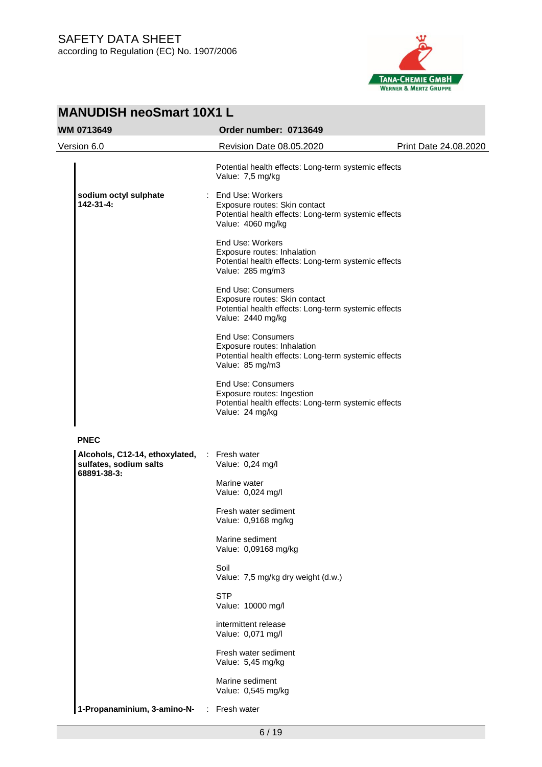Potential health effects: Long-term systemic effects
Value: 7,5 mg/kg

**sodium octyl sulphate**
**142-31-4:**

: End Use: Workers
Exposure routes: Skin contact
Potential health effects: Long-term systemic effects
Value: 4060 mg/kg

End Use: Workers
Exposure routes: Inhalation
Potential health effects: Long-term systemic effects
Value: 285 mg/m3

End Use: Consumers
Exposure routes: Skin contact
Potential health effects: Long-term systemic effects
Value: 2440 mg/kg

End Use: Consumers
Exposure routes: Inhalation
Potential health effects: Long-term systemic effects
Value: 85 mg/m3

End Use: Consumers
Exposure routes: Ingestion
Potential health effects: Long-term systemic effects
Value: 24 mg/kg

**PNEC**

**Alcohols, C12-14, ethoxylated, sulfates, sodium salts**
**68891-38-3:**

: Fresh water
Value: 0,24 mg/l

Marine water
Value: 0,024 mg/l

Fresh water sediment
Value: 0,9168 mg/kg

Marine sediment
Value: 0,09168 mg/kg

Soil
Value: 7,5 mg/kg dry weight (d.w.)

STP
Value: 10000 mg/l

intermittent release
Value: 0,071 mg/l

Fresh water sediment
Value: 5,45 mg/kg

Marine sediment
Value: 0,545 mg/kg

**1-Propanaminium, 3-amino-N-**

: Fresh water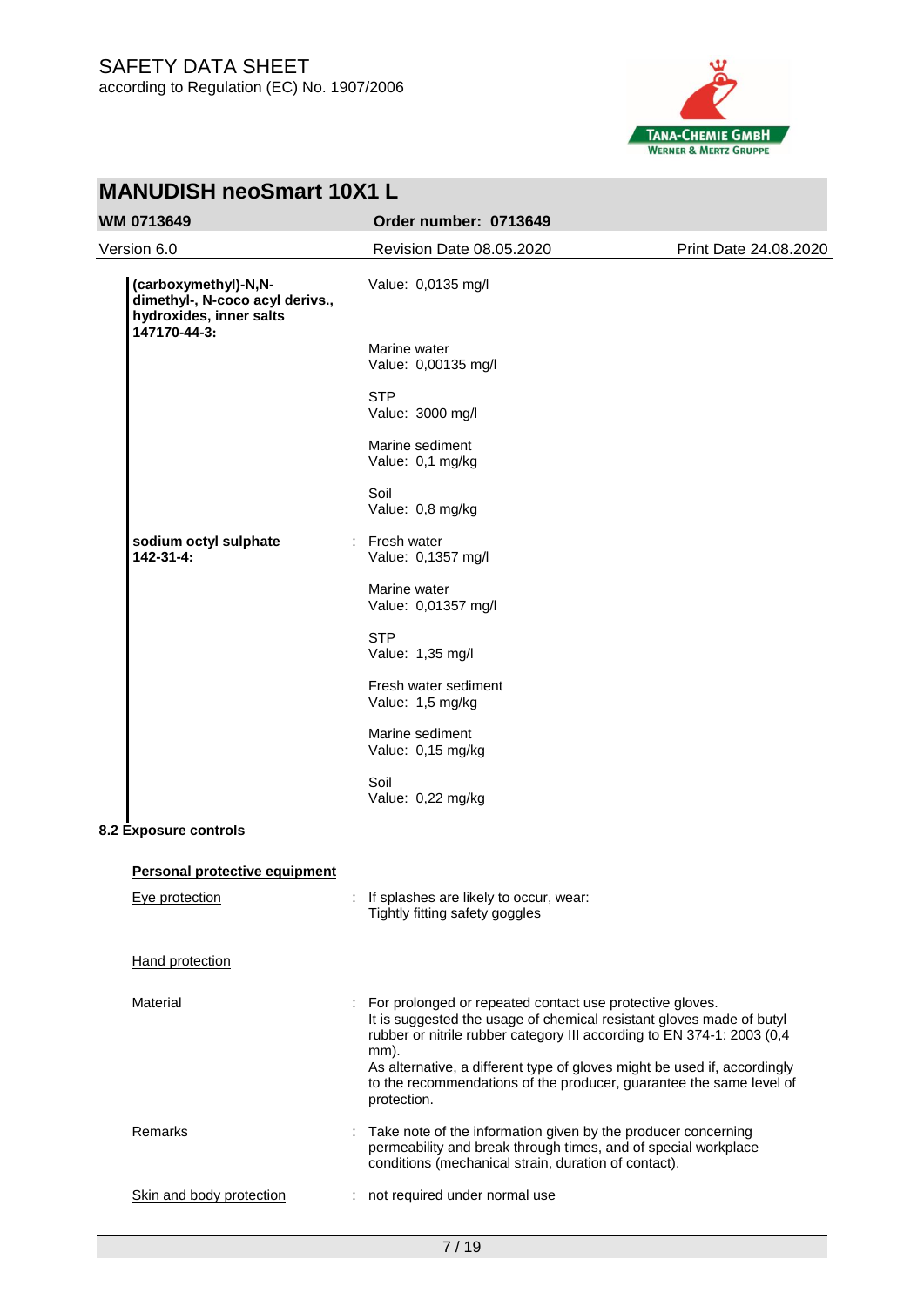| | | |
|---|---|---|
| **(carboxymethyl)-N,N-dimethyl-, N-coco acyl derivs., hydroxides, inner salts 147170-44-3:** | | Value: 0,0135 mg/l |
| | | Marine water<br>Value: 0,00135 mg/l |
| | | STP<br>Value: 3000 mg/l |
| | | Marine sediment<br>Value: 0,1 mg/kg |
| | | Soil<br>Value: 0,8 mg/kg |
| **sodium octyl sulphate 142-31-4:** | : | Fresh water<br>Value: 0,1357 mg/l |
| | | Marine water<br>Value: 0,01357 mg/l |
| | | STP<br>Value: 1,35 mg/l |
| | | Fresh water sediment<br>Value: 1,5 mg/kg |
| | | Marine sediment<br>Value: 0,15 mg/kg |
| | | Soil<br>Value: 0,22 mg/kg |

**8.2 Exposure controls**

**Personal protective equipment**

Eye protection : If splashes are likely to occur, wear:
Tightly fitting safety goggles

Hand protection

Material : For prolonged or repeated contact use protective gloves.
It is suggested the usage of chemical resistant gloves made of butyl rubber or nitrile rubber category III according to EN 374-1: 2003 (0,4 mm).
As alternative, a different type of gloves might be used if, accordingly to the recommendations of the producer, guarantee the same level of protection.

Remarks : Take note of the information given by the producer concerning permeability and break through times, and of special workplace conditions (mechanical strain, duration of contact).

Skin and body protection : not required under normal use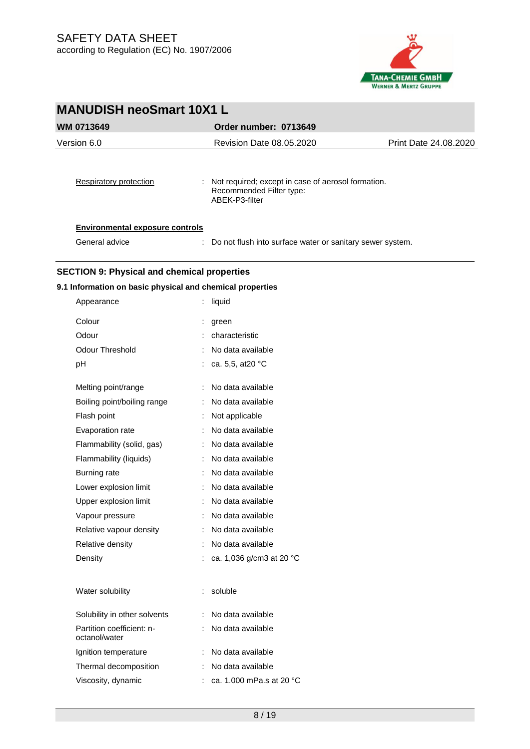Respiratory protection : Not required; except in case of aerosol formation.
Recommended Filter type:
ABEK-P3-filter

**Environmental exposure controls**

General advice : Do not flush into surface water or sanitary sewer system.

## SECTION 9: Physical and chemical properties

### 9.1 Information on basic physical and chemical properties

| Property | Value |
|---|---|
| Appearance | liquid |
| Colour | green |
| Odour | characteristic |
| Odour Threshold | No data available |
| pH | ca. 5,5, at20 °C |
| Melting point/range | No data available |
| Boiling point/boiling range | No data available |
| Flash point | Not applicable |
| Evaporation rate | No data available |
| Flammability (solid, gas) | No data available |
| Flammability (liquids) | No data available |
| Burning rate | No data available |
| Lower explosion limit | No data available |
| Upper explosion limit | No data available |
| Vapour pressure | No data available |
| Relative vapour density | No data available |
| Relative density | No data available |
| Density | ca. 1,036 g/cm3 at 20 °C |
| Water solubility | soluble |
| Solubility in other solvents | No data available |
| Partition coefficient: n-octanol/water | No data available |
| Ignition temperature | No data available |
| Thermal decomposition | No data available |
| Viscosity, dynamic | ca. 1.000 mPa.s at 20 °C |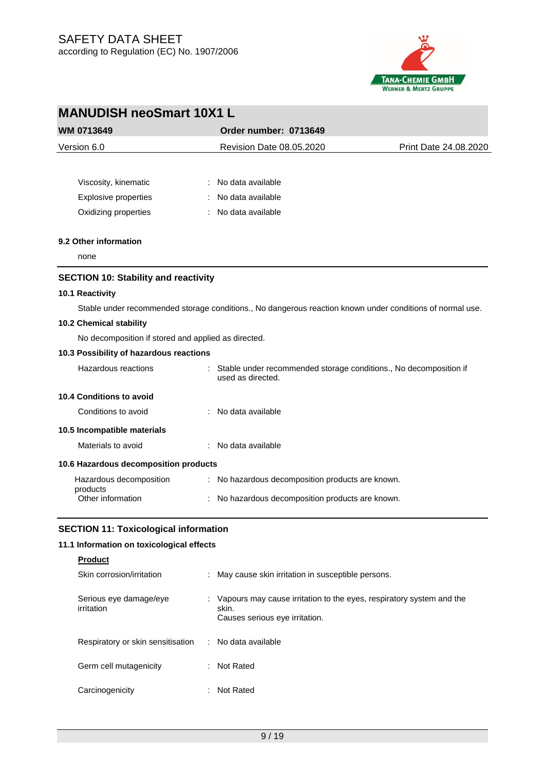| | | |
|---|---|---|
| Viscosity, kinematic | : | No data available |
| Explosive properties | : | No data available |
| Oxidizing properties | : | No data available |

### 9.2 Other information

none

## SECTION 10: Stability and reactivity

### 10.1 Reactivity

Stable under recommended storage conditions., No dangerous reaction known under conditions of normal use.

### 10.2 Chemical stability

No decomposition if stored and applied as directed.

### 10.3 Possibility of hazardous reactions

| | | |
|---|---|---|
| Hazardous reactions | : | Stable under recommended storage conditions., No decomposition if used as directed. |

### 10.4 Conditions to avoid

| | | |
|---|---|---|
| Conditions to avoid | : | No data available |

### 10.5 Incompatible materials

| | | |
|---|---|---|
| Materials to avoid | : | No data available |

### 10.6 Hazardous decomposition products

| | | |
|---|---|---|
| Hazardous decomposition products | : | No hazardous decomposition products are known. |
| Other information | : | No hazardous decomposition products are known. |

## SECTION 11: Toxicological information

### 11.1 Information on toxicological effects

**Product**

| | | |
|---|---|---|
| Skin corrosion/irritation | : | May cause skin irritation in susceptible persons. |
| Serious eye damage/eye irritation | : | Vapours may cause irritation to the eyes, respiratory system and the skin.<br>Causes serious eye irritation. |
| Respiratory or skin sensitisation | : | No data available |
| Germ cell mutagenicity | : | Not Rated |
| Carcinogenicity | : | Not Rated |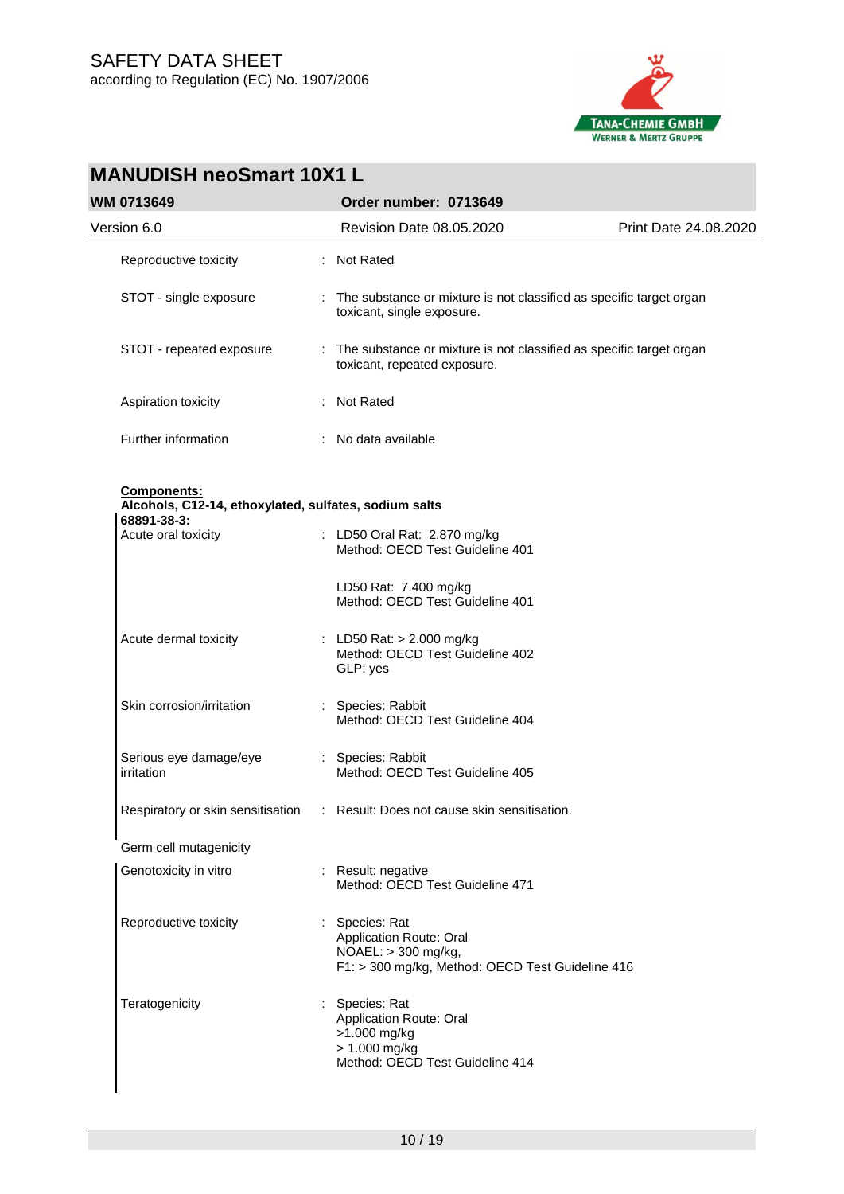| | | |
|---|---|---|
| Reproductive toxicity | : | Not Rated |
| STOT - single exposure | : | The substance or mixture is not classified as specific target organ toxicant, single exposure. |
| STOT - repeated exposure | : | The substance or mixture is not classified as specific target organ toxicant, repeated exposure. |
| Aspiration toxicity | : | Not Rated |
| Further information | : | No data available |

**Components:**

**Alcohols, C12-14, ethoxylated, sulfates, sodium salts**

**68891-38-3:**

| | | |
|---|---|---|
| Acute oral toxicity | : | LD50 Oral Rat: 2.870 mg/kg<br>Method: OECD Test Guideline 401<br><br>LD50 Rat: 7.400 mg/kg<br>Method: OECD Test Guideline 401 |
| Acute dermal toxicity | : | LD50 Rat: > 2.000 mg/kg<br>Method: OECD Test Guideline 402<br>GLP: yes |
| Skin corrosion/irritation | : | Species: Rabbit<br>Method: OECD Test Guideline 404 |
| Serious eye damage/eye irritation | : | Species: Rabbit<br>Method: OECD Test Guideline 405 |
| Respiratory or skin sensitisation | : | Result: Does not cause skin sensitisation. |
| Germ cell mutagenicity | | |
| Genotoxicity in vitro | : | Result: negative<br>Method: OECD Test Guideline 471 |
| Reproductive toxicity | : | Species: Rat<br>Application Route: Oral<br>NOAEL: > 300 mg/kg,<br>F1: > 300 mg/kg, Method: OECD Test Guideline 416 |
| Teratogenicity | : | Species: Rat<br>Application Route: Oral<br>>1.000 mg/kg<br>> 1.000 mg/kg<br>Method: OECD Test Guideline 414 |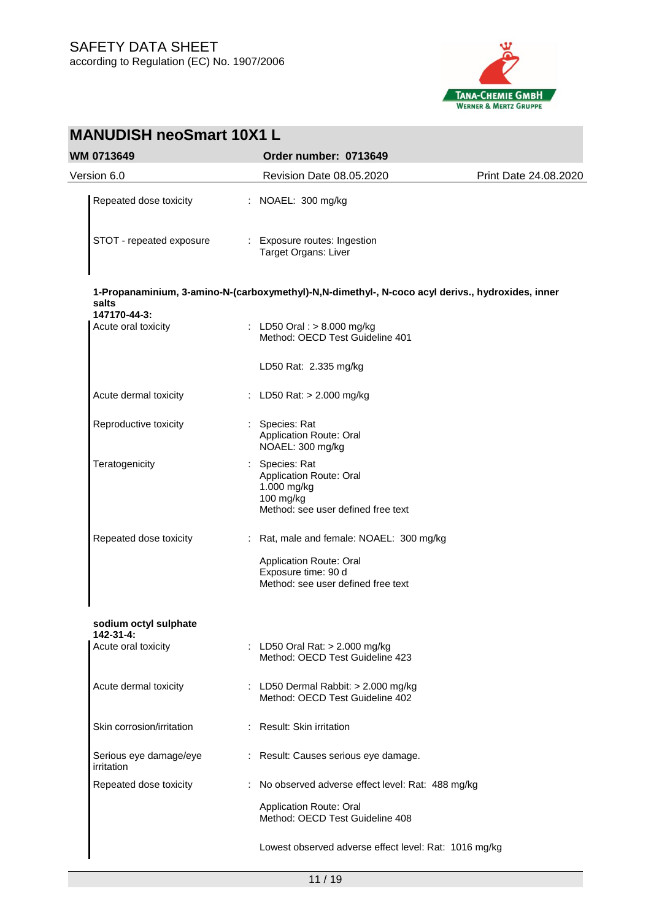| | | |
|---|---|---|
| Repeated dose toxicity | : | NOAEL: 300 mg/kg |
| STOT - repeated exposure | : | Exposure routes: Ingestion<br>Target Organs: Liver |

**1-Propanaminium, 3-amino-N-(carboxymethyl)-N,N-dimethyl-, N-coco acyl derivs., hydroxides, inner salts**
**147170-44-3:**

| | | |
|---|---|---|
| Acute oral toxicity | : | LD50 Oral : > 8.000 mg/kg<br>Method: OECD Test Guideline 401<br><br>LD50 Rat: 2.335 mg/kg |
| Acute dermal toxicity | : | LD50 Rat: > 2.000 mg/kg |
| Reproductive toxicity | : | Species: Rat<br>Application Route: Oral<br>NOAEL: 300 mg/kg |
| Teratogenicity | : | Species: Rat<br>Application Route: Oral<br>1.000 mg/kg<br>100 mg/kg<br>Method: see user defined free text |
| Repeated dose toxicity | : | Rat, male and female: NOAEL: 300 mg/kg<br><br>Application Route: Oral<br>Exposure time: 90 d<br>Method: see user defined free text |

**sodium octyl sulphate**
**142-31-4:**

| | | |
|---|---|---|
| Acute oral toxicity | : | LD50 Oral Rat: > 2.000 mg/kg<br>Method: OECD Test Guideline 423 |
| Acute dermal toxicity | : | LD50 Dermal Rabbit: > 2.000 mg/kg<br>Method: OECD Test Guideline 402 |
| Skin corrosion/irritation | : | Result: Skin irritation |
| Serious eye damage/eye irritation | : | Result: Causes serious eye damage. |
| Repeated dose toxicity | : | No observed adverse effect level: Rat: 488 mg/kg<br><br>Application Route: Oral<br>Method: OECD Test Guideline 408<br><br>Lowest observed adverse effect level: Rat: 1016 mg/kg |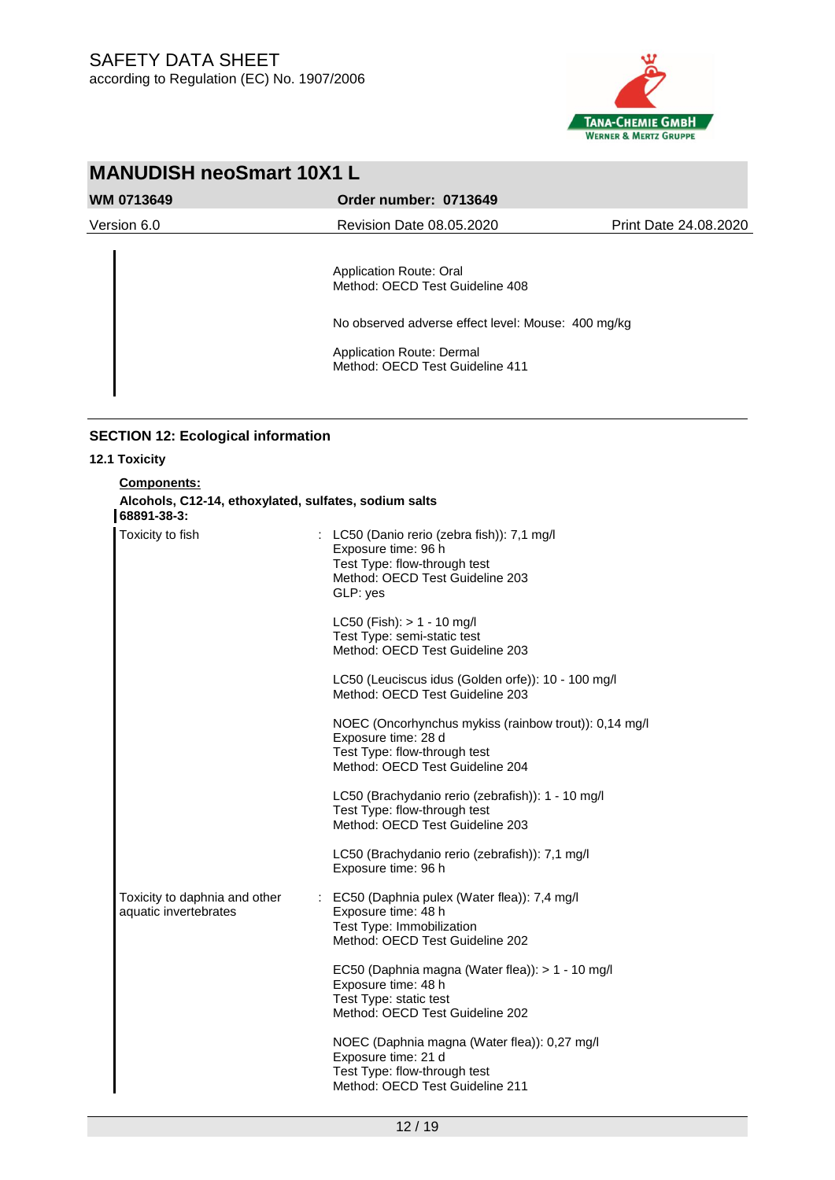Application Route: Oral
Method: OECD Test Guideline 408

No observed adverse effect level: Mouse: 400 mg/kg

Application Route: Dermal
Method: OECD Test Guideline 411

## SECTION 12: Ecological information

### 12.1 Toxicity

**Components:**

**Alcohols, C12-14, ethoxylated, sulfates, sodium salts 68891-38-3:**

Toxicity to fish : LC50 (Danio rerio (zebra fish)): 7,1 mg/l
Exposure time: 96 h
Test Type: flow-through test
Method: OECD Test Guideline 203
GLP: yes

LC50 (Fish): > 1 - 10 mg/l
Test Type: semi-static test
Method: OECD Test Guideline 203

LC50 (Leuciscus idus (Golden orfe)): 10 - 100 mg/l
Method: OECD Test Guideline 203

NOEC (Oncorhynchus mykiss (rainbow trout)): 0,14 mg/l
Exposure time: 28 d
Test Type: flow-through test
Method: OECD Test Guideline 204

LC50 (Brachydanio rerio (zebrafish)): 1 - 10 mg/l
Test Type: flow-through test
Method: OECD Test Guideline 203

LC50 (Brachydanio rerio (zebrafish)): 7,1 mg/l
Exposure time: 96 h

Toxicity to daphnia and other aquatic invertebrates : EC50 (Daphnia pulex (Water flea)): 7,4 mg/l
Exposure time: 48 h
Test Type: Immobilization
Method: OECD Test Guideline 202

EC50 (Daphnia magna (Water flea)): > 1 - 10 mg/l
Exposure time: 48 h
Test Type: static test
Method: OECD Test Guideline 202

NOEC (Daphnia magna (Water flea)): 0,27 mg/l
Exposure time: 21 d
Test Type: flow-through test
Method: OECD Test Guideline 211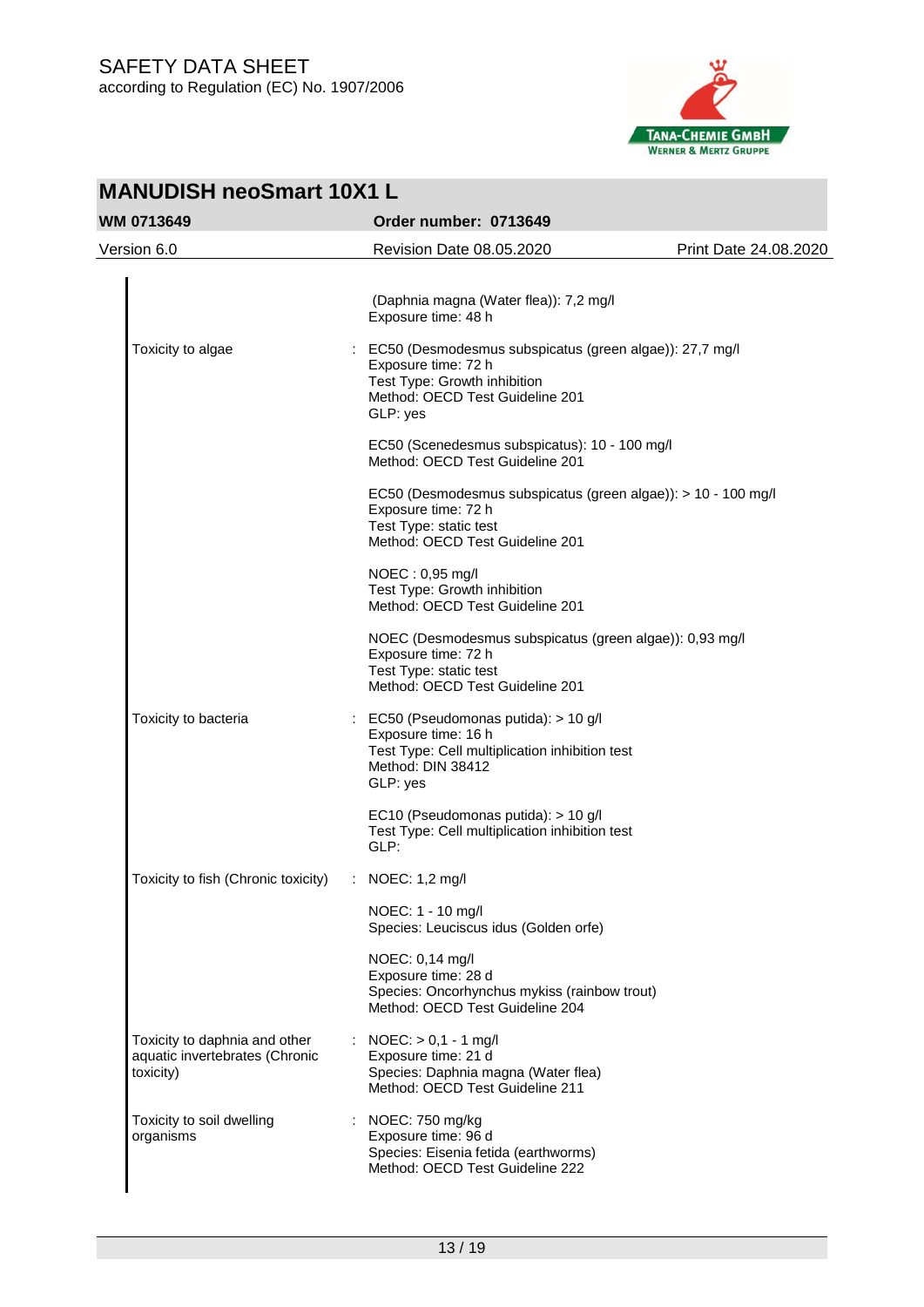(Daphnia magna (Water flea)): 7,2 mg/l
Exposure time: 48 h

| | | |
|---|---|---|
| Toxicity to algae | : | EC50 (Desmodesmus subspicatus (green algae)): 27,7 mg/l<br>Exposure time: 72 h<br>Test Type: Growth inhibition<br>Method: OECD Test Guideline 201<br>GLP: yes |
| | | EC50 (Scenedesmus subspicatus): 10 - 100 mg/l<br>Method: OECD Test Guideline 201 |
| | | EC50 (Desmodesmus subspicatus (green algae)): > 10 - 100 mg/l<br>Exposure time: 72 h<br>Test Type: static test<br>Method: OECD Test Guideline 201 |
| | | NOEC : 0,95 mg/l<br>Test Type: Growth inhibition<br>Method: OECD Test Guideline 201 |
| | | NOEC (Desmodesmus subspicatus (green algae)): 0,93 mg/l<br>Exposure time: 72 h<br>Test Type: static test<br>Method: OECD Test Guideline 201 |
| Toxicity to bacteria | : | EC50 (Pseudomonas putida): > 10 g/l<br>Exposure time: 16 h<br>Test Type: Cell multiplication inhibition test<br>Method: DIN 38412<br>GLP: yes |
| | | EC10 (Pseudomonas putida): > 10 g/l<br>Test Type: Cell multiplication inhibition test<br>GLP: |
| Toxicity to fish (Chronic toxicity) | : | NOEC: 1,2 mg/l |
| | | NOEC: 1 - 10 mg/l<br>Species: Leuciscus idus (Golden orfe) |
| | | NOEC: 0,14 mg/l<br>Exposure time: 28 d<br>Species: Oncorhynchus mykiss (rainbow trout)<br>Method: OECD Test Guideline 204 |
| Toxicity to daphnia and other aquatic invertebrates (Chronic toxicity) | : | NOEC: > 0,1 - 1 mg/l<br>Exposure time: 21 d<br>Species: Daphnia magna (Water flea)<br>Method: OECD Test Guideline 211 |
| Toxicity to soil dwelling organisms | : | NOEC: 750 mg/kg<br>Exposure time: 96 d<br>Species: Eisenia fetida (earthworms)<br>Method: OECD Test Guideline 222 |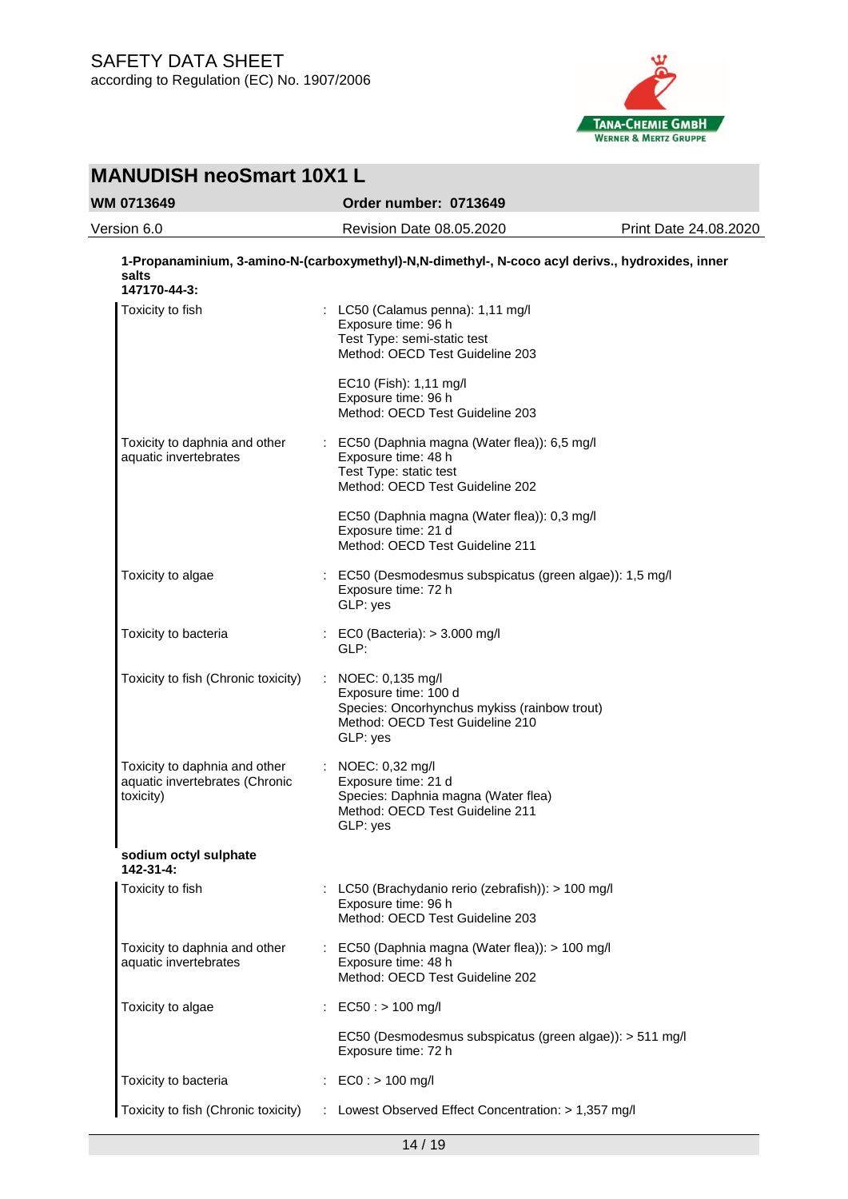**1-Propanaminium, 3-amino-N-(carboxymethyl)-N,N-dimethyl-, N-coco acyl derivs., hydroxides, inner salts**
**147170-44-3:**

| | | |
|---|---|---|
| Toxicity to fish | : | LC50 (Calamus penna): 1,11 mg/l<br>Exposure time: 96 h<br>Test Type: semi-static test<br>Method: OECD Test Guideline 203 |
| | | EC10 (Fish): 1,11 mg/l<br>Exposure time: 96 h<br>Method: OECD Test Guideline 203 |
| Toxicity to daphnia and other aquatic invertebrates | : | EC50 (Daphnia magna (Water flea)): 6,5 mg/l<br>Exposure time: 48 h<br>Test Type: static test<br>Method: OECD Test Guideline 202 |
| | | EC50 (Daphnia magna (Water flea)): 0,3 mg/l<br>Exposure time: 21 d<br>Method: OECD Test Guideline 211 |
| Toxicity to algae | : | EC50 (Desmodesmus subspicatus (green algae)): 1,5 mg/l<br>Exposure time: 72 h<br>GLP: yes |
| Toxicity to bacteria | : | EC0 (Bacteria): > 3.000 mg/l<br>GLP: |
| Toxicity to fish (Chronic toxicity) | : | NOEC: 0,135 mg/l<br>Exposure time: 100 d<br>Species: Oncorhynchus mykiss (rainbow trout)<br>Method: OECD Test Guideline 210<br>GLP: yes |
| Toxicity to daphnia and other aquatic invertebrates (Chronic toxicity) | : | NOEC: 0,32 mg/l<br>Exposure time: 21 d<br>Species: Daphnia magna (Water flea)<br>Method: OECD Test Guideline 211<br>GLP: yes |

**sodium octyl sulphate**
**142-31-4:**

| | | |
|---|---|---|
| Toxicity to fish | : | LC50 (Brachydanio rerio (zebrafish)): > 100 mg/l<br>Exposure time: 96 h<br>Method: OECD Test Guideline 203 |
| Toxicity to daphnia and other aquatic invertebrates | : | EC50 (Daphnia magna (Water flea)): > 100 mg/l<br>Exposure time: 48 h<br>Method: OECD Test Guideline 202 |
| Toxicity to algae | : | EC50 : > 100 mg/l |
| | | EC50 (Desmodesmus subspicatus (green algae)): > 511 mg/l<br>Exposure time: 72 h |
| Toxicity to bacteria | : | EC0 : > 100 mg/l |
| Toxicity to fish (Chronic toxicity) | : | Lowest Observed Effect Concentration: > 1,357 mg/l |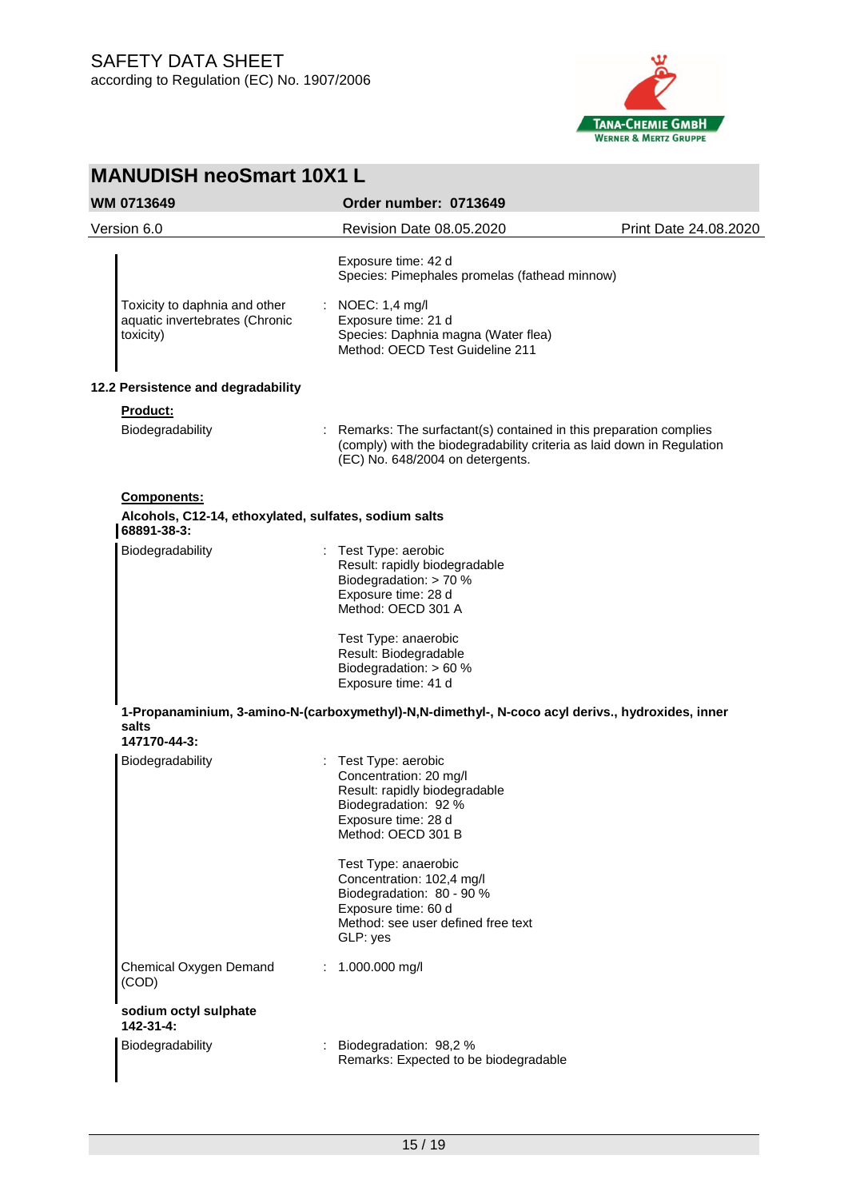| | |
|---|---|
| | Exposure time: 42 d<br>Species: Pimephales promelas (fathead minnow) |
| Toxicity to daphnia and other aquatic invertebrates (Chronic toxicity) | : NOEC: 1,4 mg/l<br>Exposure time: 21 d<br>Species: Daphnia magna (Water flea)<br>Method: OECD Test Guideline 211 |

**12.2 Persistence and degradability**

**Product:**

| | |
|---|---|
| Biodegradability | : Remarks: The surfactant(s) contained in this preparation complies (comply) with the biodegradability criteria as laid down in Regulation (EC) No. 648/2004 on detergents. |

**Components:**

**Alcohols, C12-14, ethoxylated, sulfates, sodium salts**
**68891-38-3:**

| | |
|---|---|
| Biodegradability | : Test Type: aerobic<br>Result: rapidly biodegradable<br>Biodegradation: > 70 %<br>Exposure time: 28 d<br>Method: OECD 301 A<br><br>Test Type: anaerobic<br>Result: Biodegradable<br>Biodegradation: > 60 %<br>Exposure time: 41 d |

**1-Propanaminium, 3-amino-N-(carboxymethyl)-N,N-dimethyl-, N-coco acyl derivs., hydroxides, inner salts**
**147170-44-3:**

| | |
|---|---|
| Biodegradability | : Test Type: aerobic<br>Concentration: 20 mg/l<br>Result: rapidly biodegradable<br>Biodegradation: 92 %<br>Exposure time: 28 d<br>Method: OECD 301 B<br><br>Test Type: anaerobic<br>Concentration: 102,4 mg/l<br>Biodegradation: 80 - 90 %<br>Exposure time: 60 d<br>Method: see user defined free text<br>GLP: yes |
| Chemical Oxygen Demand (COD) | : 1.000.000 mg/l |

**sodium octyl sulphate**
**142-31-4:**

| | |
|---|---|
| Biodegradability | : Biodegradation: 98,2 %<br>Remarks: Expected to be biodegradable |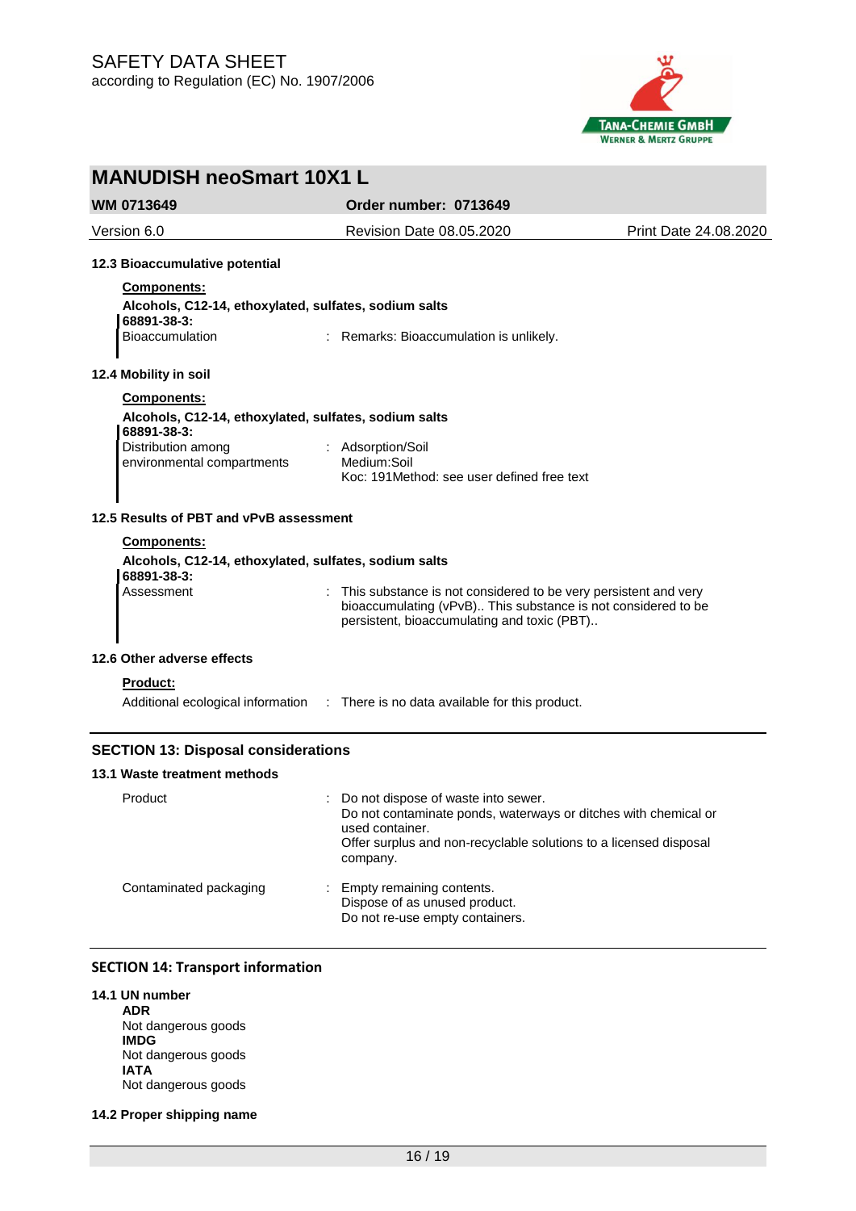#### 12.3 Bioaccumulative potential

**Components:**

**Alcohols, C12-14, ethoxylated, sulfates, sodium salts**
**68891-38-3:**

Bioaccumulation : Remarks: Bioaccumulation is unlikely.

#### 12.4 Mobility in soil

**Components:**

**Alcohols, C12-14, ethoxylated, sulfates, sodium salts**
**68891-38-3:**

Distribution among environmental compartments : Adsorption/Soil
Medium:Soil
Koc: 191Method: see user defined free text

#### 12.5 Results of PBT and vPvB assessment

**Components:**

**Alcohols, C12-14, ethoxylated, sulfates, sodium salts**
**68891-38-3:**

Assessment : This substance is not considered to be very persistent and very bioaccumulating (vPvB).. This substance is not considered to be persistent, bioaccumulating and toxic (PBT)..

#### 12.6 Other adverse effects

**Product:**

Additional ecological information : There is no data available for this product.

## SECTION 13: Disposal considerations

#### 13.1 Waste treatment methods

Product : Do not dispose of waste into sewer.
Do not contaminate ponds, waterways or ditches with chemical or used container.
Offer surplus and non-recyclable solutions to a licensed disposal company.

Contaminated packaging : Empty remaining contents.
Dispose of as unused product.
Do not re-use empty containers.

## SECTION 14: Transport information

#### 14.1 UN number

**ADR**
Not dangerous goods
**IMDG**
Not dangerous goods
**IATA**
Not dangerous goods

#### 14.2 Proper shipping name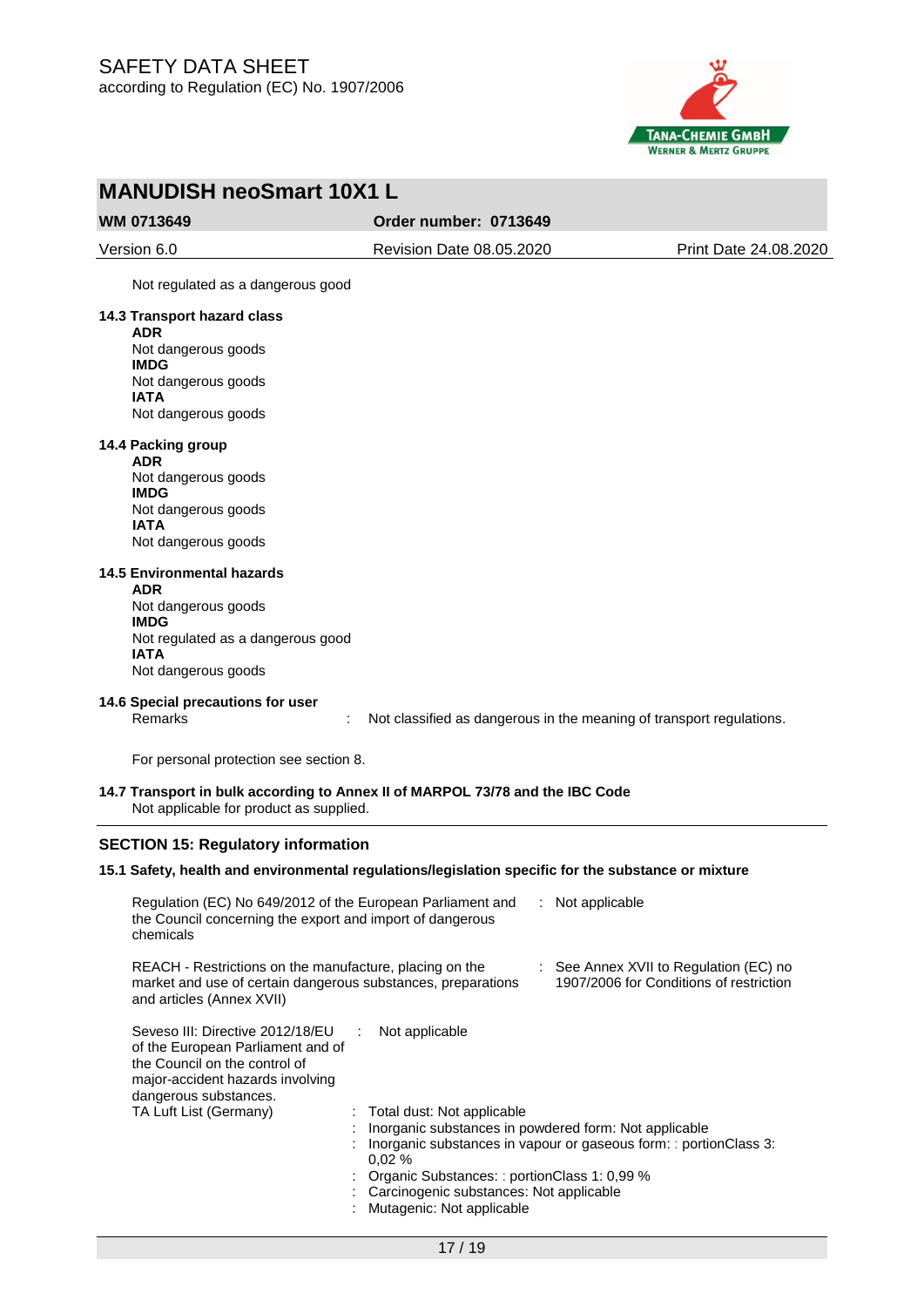Not regulated as a dangerous good

**14.3 Transport hazard class**

**ADR**
Not dangerous goods
**IMDG**
Not dangerous goods
**IATA**
Not dangerous goods

**14.4 Packing group**

**ADR**
Not dangerous goods
**IMDG**
Not dangerous goods
**IATA**
Not dangerous goods

**14.5 Environmental hazards**

**ADR**
Not dangerous goods
**IMDG**
Not regulated as a dangerous good
**IATA**
Not dangerous goods

**14.6 Special precautions for user**

Remarks : Not classified as dangerous in the meaning of transport regulations.

For personal protection see section 8.

**14.7 Transport in bulk according to Annex II of MARPOL 73/78 and the IBC Code**

Not applicable for product as supplied.

## SECTION 15: Regulatory information

**15.1 Safety, health and environmental regulations/legislation specific for the substance or mixture**

Regulation (EC) No 649/2012 of the European Parliament and the Council concerning the export and import of dangerous chemicals : Not applicable

REACH - Restrictions on the manufacture, placing on the market and use of certain dangerous substances, preparations and articles (Annex XVII) : See Annex XVII to Regulation (EC) no 1907/2006 for Conditions of restriction

Seveso III: Directive 2012/18/EU of the European Parliament and of the Council on the control of major-accident hazards involving dangerous substances. : Not applicable

TA Luft List (Germany)
: Total dust: Not applicable
: Inorganic substances in powdered form: Not applicable
: Inorganic substances in vapour or gaseous form: : portionClass 3: 0,02 %
: Organic Substances: : portionClass 1: 0,99 %
: Carcinogenic substances: Not applicable
: Mutagenic: Not applicable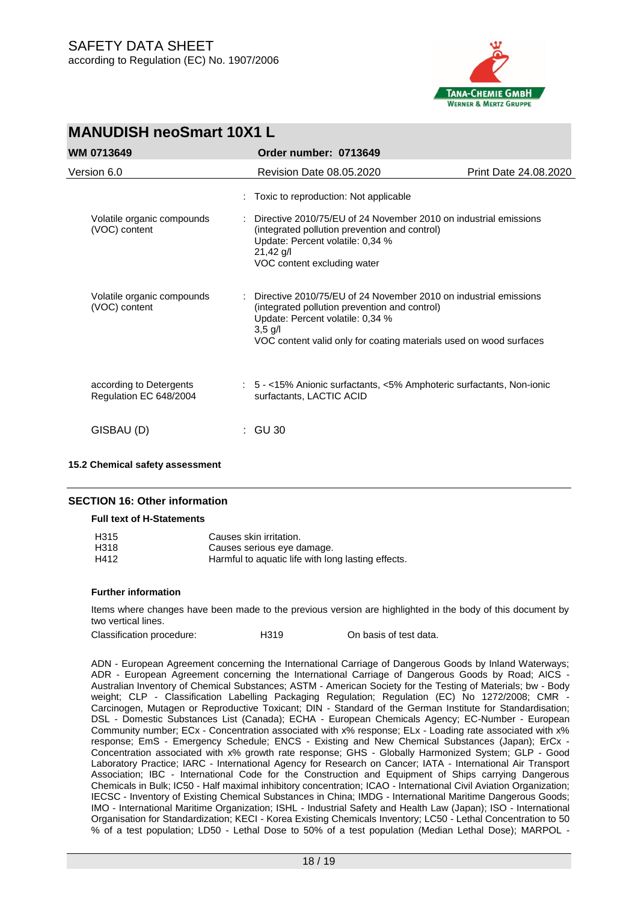|  |  |
|---|---|
|  | : Toxic to reproduction: Not applicable |
| Volatile organic compounds (VOC) content | : Directive 2010/75/EU of 24 November 2010 on industrial emissions (integrated pollution prevention and control)<br>Update: Percent volatile: 0,34 %<br>21,42 g/l<br>VOC content excluding water |
| Volatile organic compounds (VOC) content | : Directive 2010/75/EU of 24 November 2010 on industrial emissions (integrated pollution prevention and control)<br>Update: Percent volatile: 0,34 %<br>3,5 g/l<br>VOC content valid only for coating materials used on wood surfaces |
| according to Detergents Regulation EC 648/2004 | : 5 - <15% Anionic surfactants, <5% Amphoteric surfactants, Non-ionic surfactants, LACTIC ACID |
| GISBAU (D) | : GU 30 |

**15.2 Chemical safety assessment**

## SECTION 16: Other information

**Full text of H-Statements**

| | |
|---|---|
| H315 | Causes skin irritation. |
| H318 | Causes serious eye damage. |
| H412 | Harmful to aquatic life with long lasting effects. |

**Further information**

Items where changes have been made to the previous version are highlighted in the body of this document by two vertical lines.

| | | |
|---|---|---|
| Classification procedure: | H319 | On basis of test data. |

ADN - European Agreement concerning the International Carriage of Dangerous Goods by Inland Waterways; ADR - European Agreement concerning the International Carriage of Dangerous Goods by Road; AICS - Australian Inventory of Chemical Substances; ASTM - American Society for the Testing of Materials; bw - Body weight; CLP - Classification Labelling Packaging Regulation; Regulation (EC) No 1272/2008; CMR - Carcinogen, Mutagen or Reproductive Toxicant; DIN - Standard of the German Institute for Standardisation; DSL - Domestic Substances List (Canada); ECHA - European Chemicals Agency; EC-Number - European Community number; ECx - Concentration associated with x% response; ELx - Loading rate associated with x% response; EmS - Emergency Schedule; ENCS - Existing and New Chemical Substances (Japan); ErCx - Concentration associated with x% growth rate response; GHS - Globally Harmonized System; GLP - Good Laboratory Practice; IARC - International Agency for Research on Cancer; IATA - International Air Transport Association; IBC - International Code for the Construction and Equipment of Ships carrying Dangerous Chemicals in Bulk; IC50 - Half maximal inhibitory concentration; ICAO - International Civil Aviation Organization; IECSC - Inventory of Existing Chemical Substances in China; IMDG - International Maritime Dangerous Goods; IMO - International Maritime Organization; ISHL - Industrial Safety and Health Law (Japan); ISO - International Organisation for Standardization; KECI - Korea Existing Chemicals Inventory; LC50 - Lethal Concentration to 50 % of a test population; LD50 - Lethal Dose to 50% of a test population (Median Lethal Dose); MARPOL -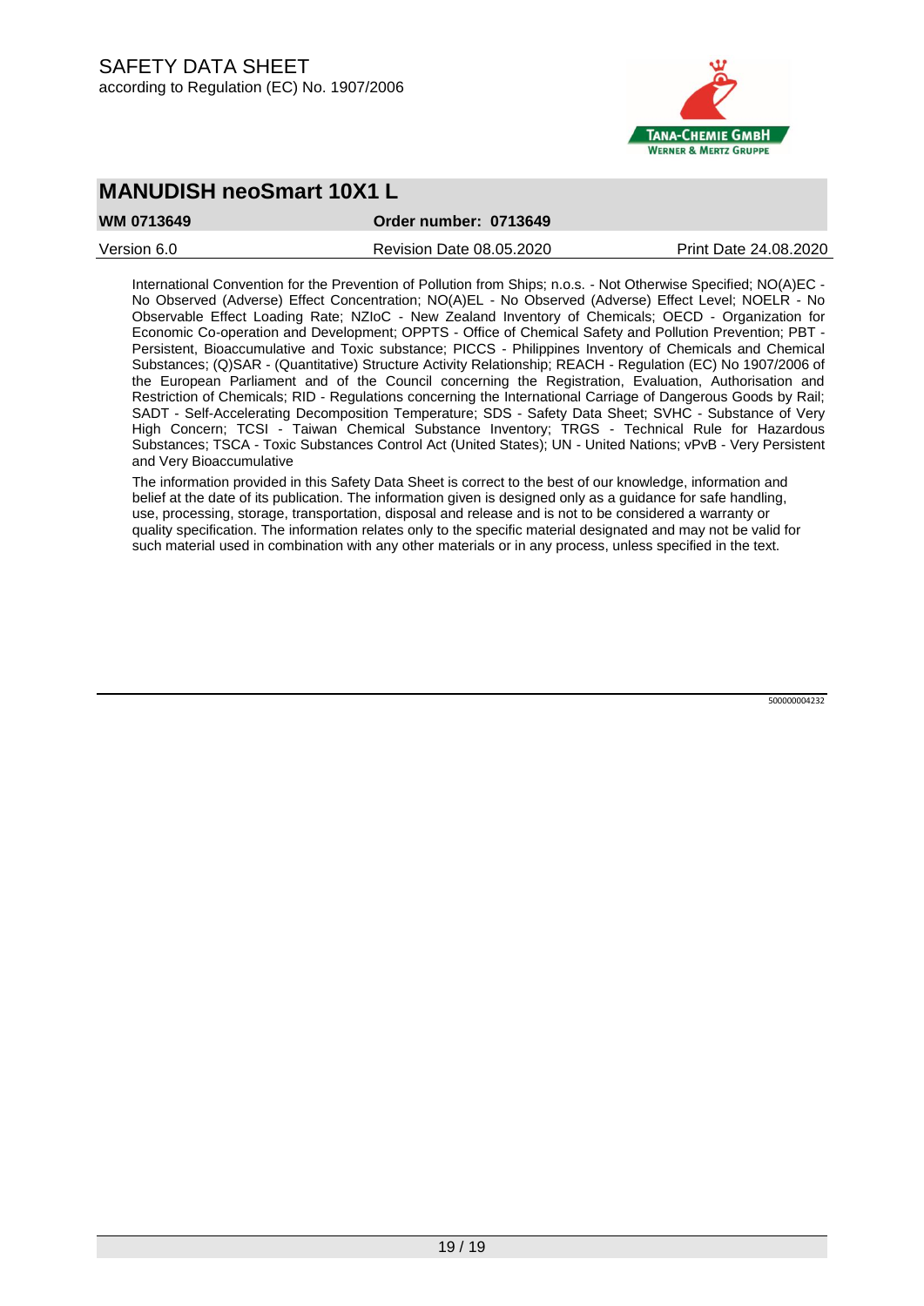International Convention for the Prevention of Pollution from Ships; n.o.s. - Not Otherwise Specified; NO(A)EC - No Observed (Adverse) Effect Concentration; NO(A)EL - No Observed (Adverse) Effect Level; NOELR - No Observable Effect Loading Rate; NZIoC - New Zealand Inventory of Chemicals; OECD - Organization for Economic Co-operation and Development; OPPTS - Office of Chemical Safety and Pollution Prevention; PBT - Persistent, Bioaccumulative and Toxic substance; PICCS - Philippines Inventory of Chemicals and Chemical Substances; (Q)SAR - (Quantitative) Structure Activity Relationship; REACH - Regulation (EC) No 1907/2006 of the European Parliament and of the Council concerning the Registration, Evaluation, Authorisation and Restriction of Chemicals; RID - Regulations concerning the International Carriage of Dangerous Goods by Rail; SADT - Self-Accelerating Decomposition Temperature; SDS - Safety Data Sheet; SVHC - Substance of Very High Concern; TCSI - Taiwan Chemical Substance Inventory; TRGS - Technical Rule for Hazardous Substances; TSCA - Toxic Substances Control Act (United States); UN - United Nations; vPvB - Very Persistent and Very Bioaccumulative

The information provided in this Safety Data Sheet is correct to the best of our knowledge, information and belief at the date of its publication. The information given is designed only as a guidance for safe handling, use, processing, storage, transportation, disposal and release and is not to be considered a warranty or quality specification. The information relates only to the specific material designated and may not be valid for such material used in combination with any other materials or in any process, unless specified in the text.

500000004232